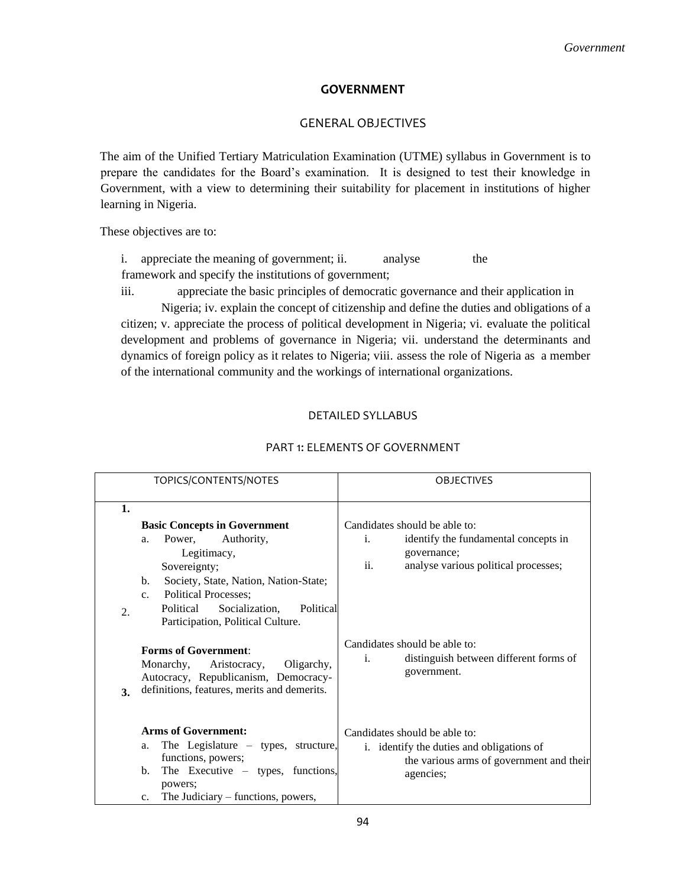# GOVERNMENT

## GENERAL OBJECTIVES

The aim of the Unified Tertiary Matriculation Examination (UTME) syllabus in Government is to prepare the candidates for the Board's examination. It is designed to test their knowledge in Government, with a view to determining their suitability for placement in institutions of higher learning in Nigeria.

These objectives are to:

i. appreciate the meaning of government;
ii. analyse the framework and specify the institutions of government;
iii. appreciate the basic principles of democratic governance and their application in Nigeria;
iv. explain the concept of citizenship and define the duties and obligations of a citizen;
v. appreciate the process of political development in Nigeria;
vi. evaluate the political development and problems of governance in Nigeria;
vii. understand the determinants and dynamics of foreign policy as it relates to Nigeria;
viii. assess the role of Nigeria as a member of the international community and the workings of international organizations.

## DETAILED SYLLABUS

### PART 1: ELEMENTS OF GOVERNMENT

| TOPICS/CONTENTS/NOTES | OBJECTIVES |
|---|---|
| **1. Basic Concepts in Government**<br>a. Power, Authority, Legitimacy, Sovereignty;<br>b. Society, State, Nation, Nation-State;<br>c. Political Processes;<br>Political Socialization, Political Participation, Political Culture. | Candidates should be able to:<br>i. identify the fundamental concepts in governance;<br>ii. analyse various political processes; |
| **2. Forms of Government**:<br>Monarchy, Aristocracy, Oligarchy, Autocracy, Republicanism, Democracy- definitions, features, merits and demerits. | Candidates should be able to:<br>i. distinguish between different forms of government. |
| **3. Arms of Government:**<br>a. The Legislature – types, structure, functions, powers;<br>b. The Executive – types, functions, powers;<br>c. The Judiciary – functions, powers, | Candidates should be able to:<br>i. identify the duties and obligations of the various arms of government and their agencies; |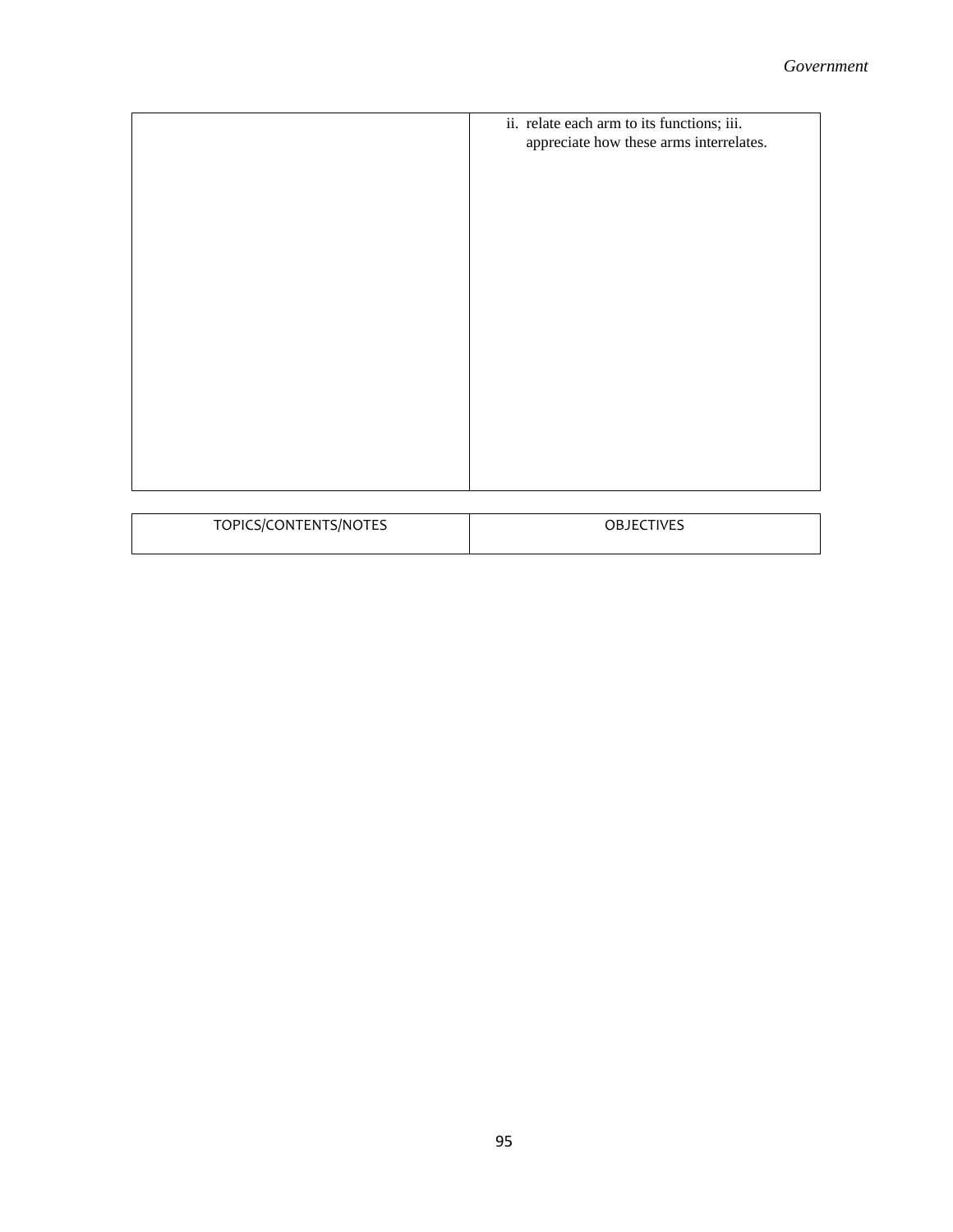| | |
|---|---|
| | ii. relate each arm to its functions; iii. appreciate how these arms interrelates. |

| TOPICS/CONTENTS/NOTES | OBJECTIVES |
|---|---|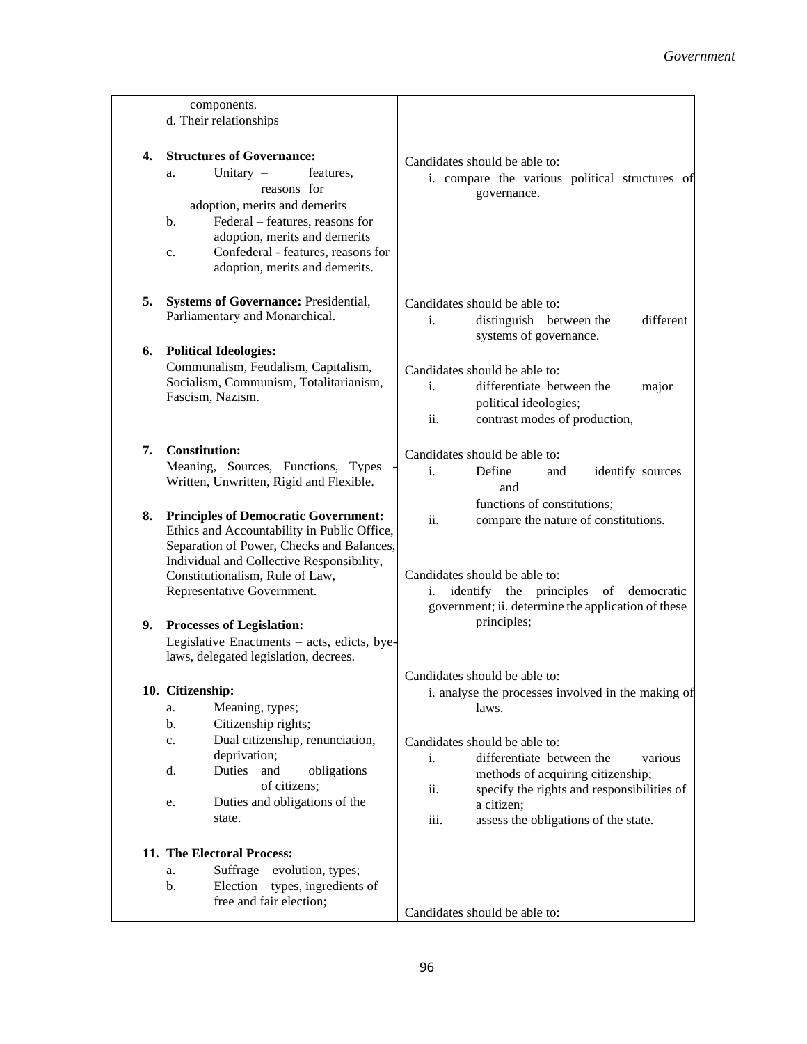| Topics/Contents/Notes | Objectives |
|---|---|
| components.<br>d. Their relationships | |
| **4. Structures of Governance:**<br>a. Unitary – features, reasons for adoption, merits and demerits<br>b. Federal – features, reasons for adoption, merits and demerits<br>c. Confederal - features, reasons for adoption, merits and demerits. | Candidates should be able to:<br>i. compare the various political structures of governance. |
| **5. Systems of Governance:** Presidential, Parliamentary and Monarchical. | Candidates should be able to:<br>i. distinguish between the different systems of governance. |
| **6. Political Ideologies:**<br>Communalism, Feudalism, Capitalism, Socialism, Communism, Totalitarianism, Fascism, Nazism. | Candidates should be able to:<br>i. differentiate between the major political ideologies;<br>ii. contrast modes of production, |
| **7. Constitution:**<br>Meaning, Sources, Functions, Types - Written, Unwritten, Rigid and Flexible. | Candidates should be able to:<br>i. Define and identify sources and functions of constitutions;<br>ii. compare the nature of constitutions. |
| **8. Principles of Democratic Government:**<br>Ethics and Accountability in Public Office, Separation of Power, Checks and Balances, Individual and Collective Responsibility, Constitutionalism, Rule of Law, Representative Government. | Candidates should be able to:<br>i. identify the principles of democratic government; ii. determine the application of these principles; |
| **9. Processes of Legislation:**<br>Legislative Enactments – acts, edicts, bye-laws, delegated legislation, decrees. | Candidates should be able to:<br>i. analyse the processes involved in the making of laws. |
| **10. Citizenship:**<br>a. Meaning, types;<br>b. Citizenship rights;<br>c. Dual citizenship, renunciation, deprivation;<br>d. Duties and obligations of citizens;<br>e. Duties and obligations of the state. | Candidates should be able to:<br>i. differentiate between the various methods of acquiring citizenship;<br>ii. specify the rights and responsibilities of a citizen;<br>iii. assess the obligations of the state. |
| **11. The Electoral Process:**<br>a. Suffrage – evolution, types;<br>b. Election – types, ingredients of free and fair election; | Candidates should be able to: |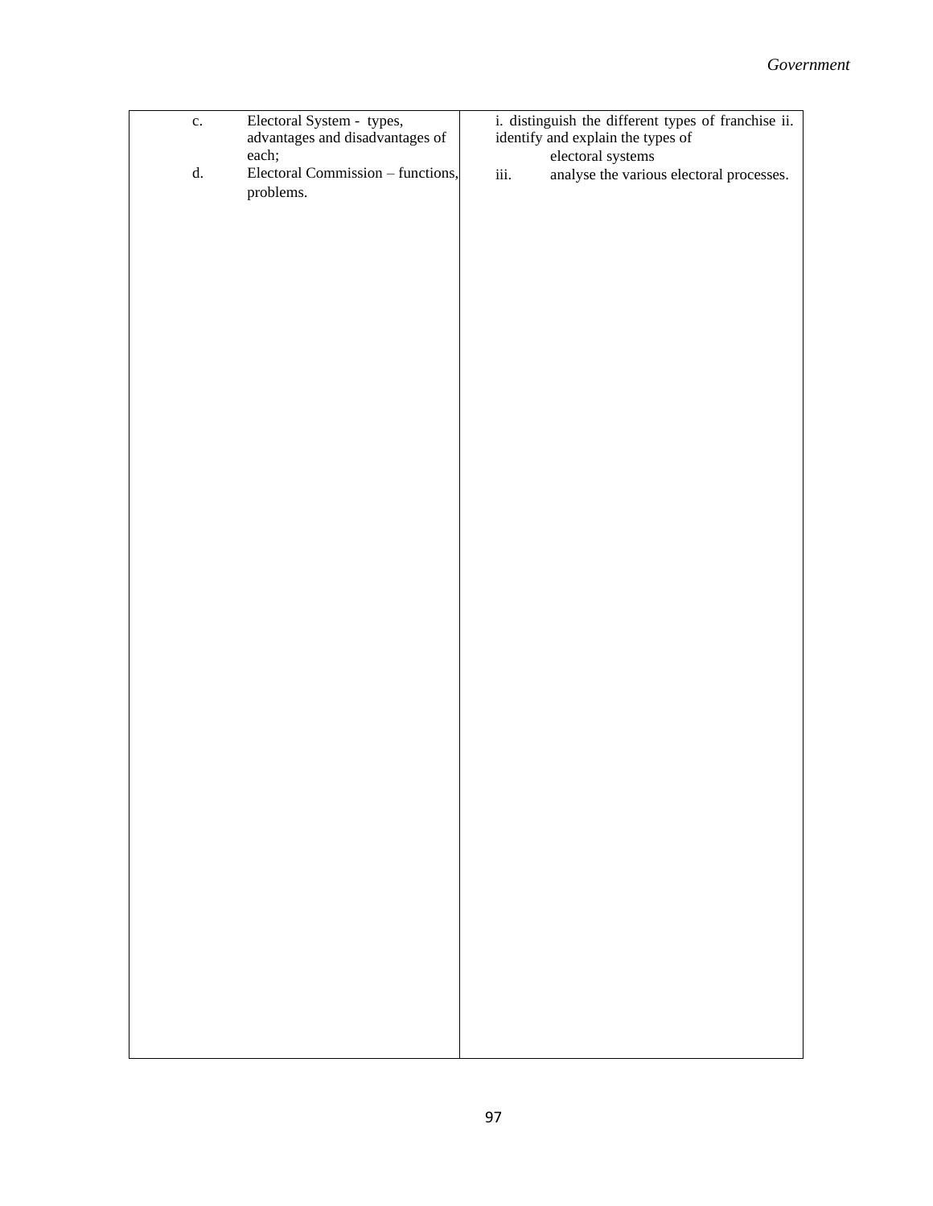| | |
|---|---|
| c. Electoral System - types, advantages and disadvantages of each;<br>d. Electoral Commission – functions, problems. | i. distinguish the different types of franchise<br>ii. identify and explain the types of electoral systems<br>iii. analyse the various electoral processes. |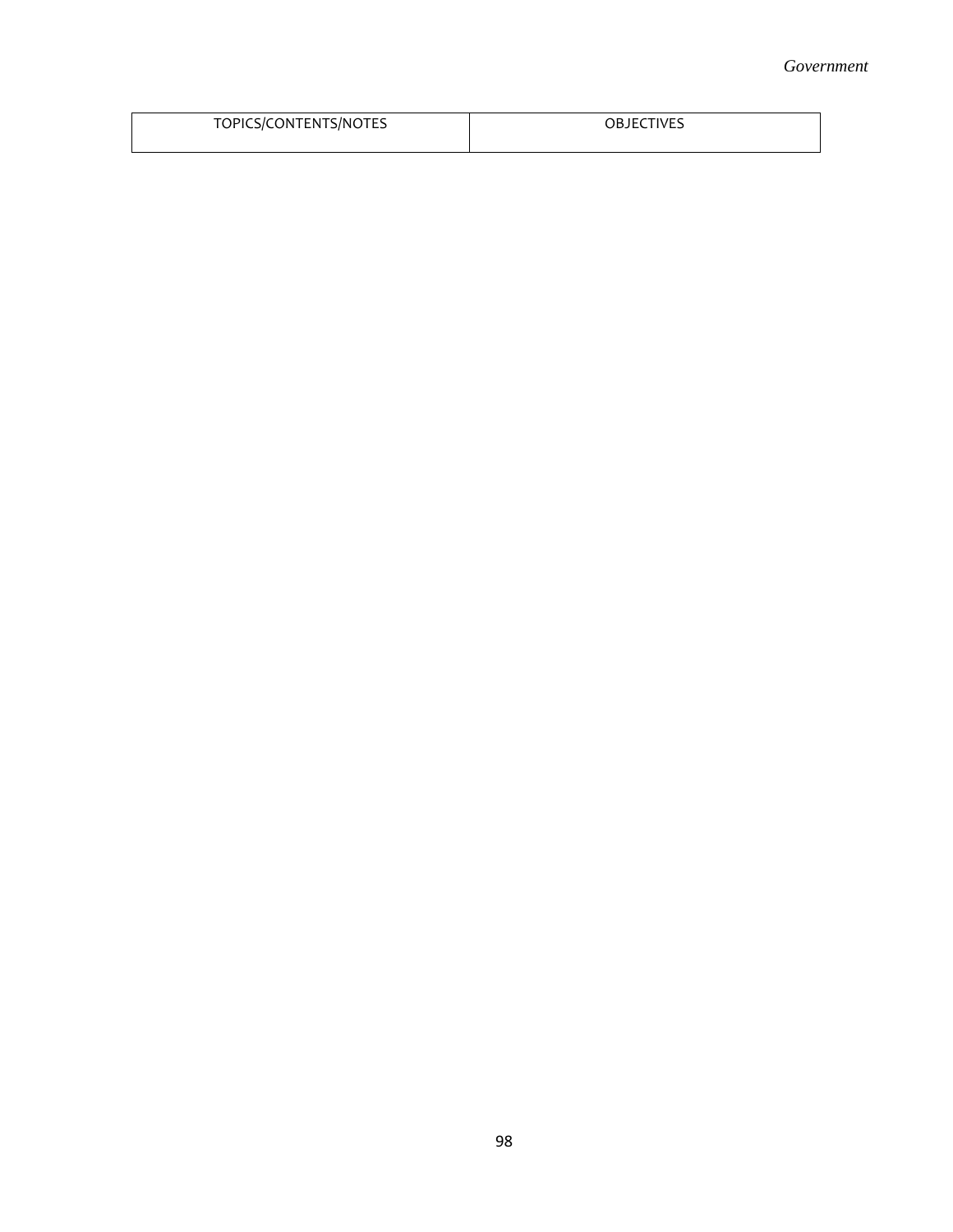| TOPICS/CONTENTS/NOTES | OBJECTIVES |
| --- | --- |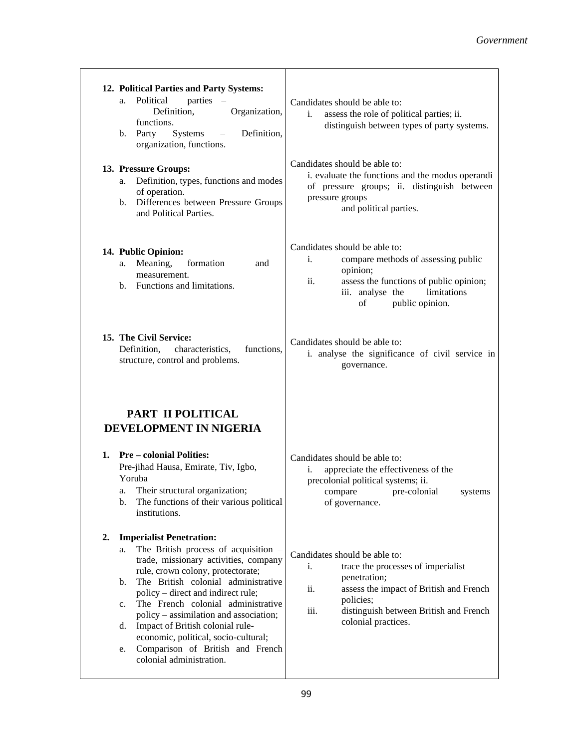| | |
|---|---|
| **12. Political Parties and Party Systems:**<br>a. Political parties – Definition, Organization, functions.<br>b. Party Systems – Definition, organization, functions. | Candidates should be able to:<br>i. assess the role of political parties; ii. distinguish between types of party systems. |
| **13. Pressure Groups:**<br>a. Definition, types, functions and modes of operation.<br>b. Differences between Pressure Groups and Political Parties. | Candidates should be able to:<br>i. evaluate the functions and the modus operandi of pressure groups; ii. distinguish between pressure groups and political parties. |
| **14. Public Opinion:**<br>a. Meaning, formation and measurement.<br>b. Functions and limitations. | Candidates should be able to:<br>i. compare methods of assessing public opinion;<br>ii. assess the functions of public opinion;<br>iii. analyse the limitations of public opinion. |
| **15. The Civil Service:**<br>Definition, characteristics, functions, structure, control and problems. | Candidates should be able to:<br>i. analyse the significance of civil service in governance. |
| **PART II POLITICAL DEVELOPMENT IN NIGERIA** | |
| **1. Pre – colonial Polities:**<br>Pre-jihad Hausa, Emirate, Tiv, Igbo, Yoruba<br>a. Their structural organization;<br>b. The functions of their various political institutions. | Candidates should be able to:<br>i. appreciate the effectiveness of the precolonial political systems; ii. compare pre-colonial systems of governance. |
| **2. Imperialist Penetration:**<br>a. The British process of acquisition – trade, missionary activities, company rule, crown colony, protectorate;<br>b. The British colonial administrative policy – direct and indirect rule;<br>c. The French colonial administrative policy – assimilation and association;<br>d. Impact of British colonial rule- economic, political, socio-cultural;<br>e. Comparison of British and French colonial administration. | Candidates should be able to:<br>i. trace the processes of imperialist penetration;<br>ii. assess the impact of British and French policies;<br>iii. distinguish between British and French colonial practices. |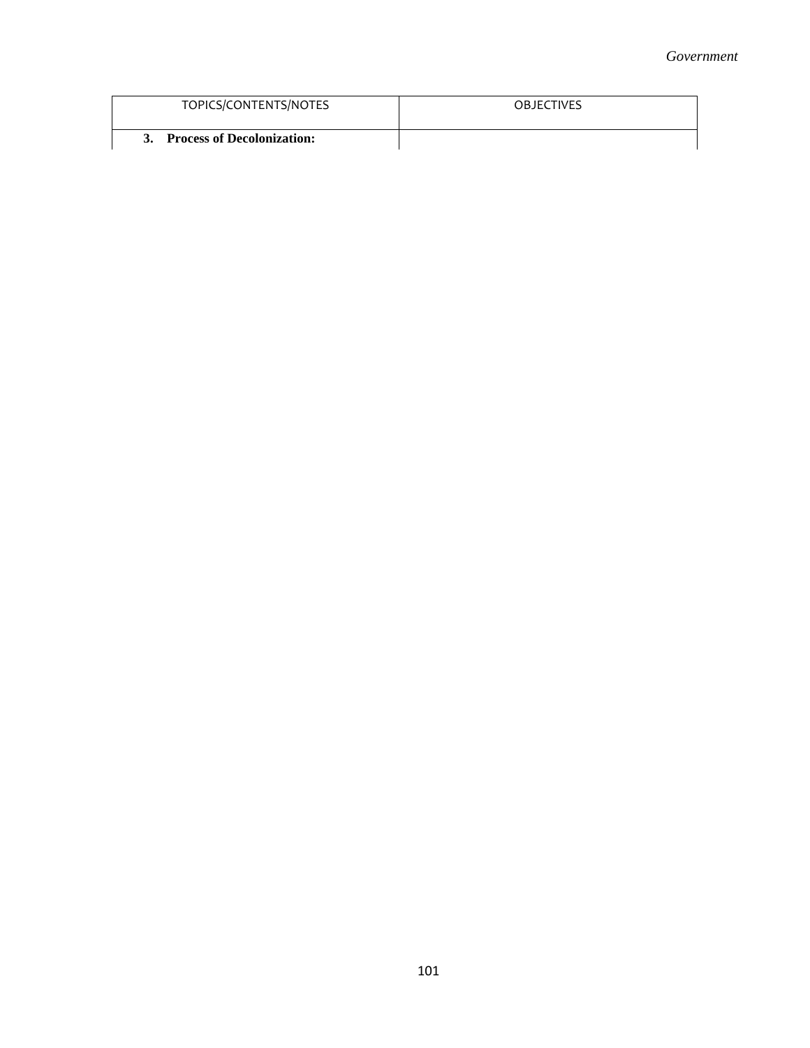| TOPICS/CONTENTS/NOTES | OBJECTIVES |
| --- | --- |
| **3. Process of Decolonization:** | |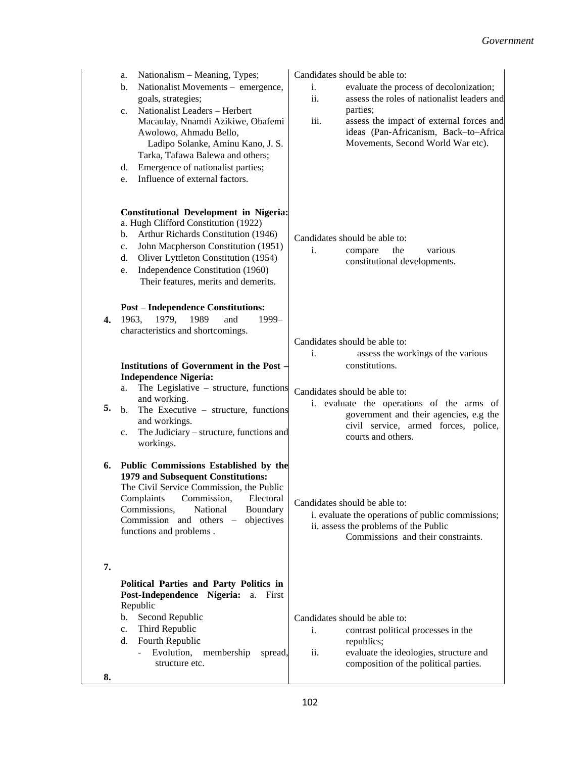| | Topics/Contents | Objectives |
|---|---|---|
| | a. Nationalism – Meaning, Types;<br>b. Nationalist Movements – emergence, goals, strategies;<br>c. Nationalist Leaders – Herbert Macaulay, Nnamdi Azikiwe, Obafemi Awolowo, Ahmadu Bello, Ladipo Solanke, Aminu Kano, J. S. Tarka, Tafawa Balewa and others;<br>d. Emergence of nationalist parties;<br>e. Influence of external factors. | Candidates should be able to:<br>i. evaluate the process of decolonization;<br>ii. assess the roles of nationalist leaders and parties;<br>iii. assess the impact of external forces and ideas (Pan-Africanism, Back–to–Africa Movements, Second World War etc). |
| | **Constitutional Development in Nigeria:**<br>a. Hugh Clifford Constitution (1922)<br>b. Arthur Richards Constitution (1946)<br>c. John Macpherson Constitution (1951)<br>d. Oliver Lyttleton Constitution (1954)<br>e. Independence Constitution (1960)<br>Their features, merits and demerits. | Candidates should be able to:<br>i. compare the various constitutional developments. |
| **4.** | **Post – Independence Constitutions:**<br>1963, 1979, 1989 and 1999– characteristics and shortcomings. | Candidates should be able to:<br>i. assess the workings of the various constitutions. |
| **5.** | **Institutions of Government in the Post – Independence Nigeria:**<br>a. The Legislative – structure, functions and working.<br>b. The Executive – structure, functions and workings.<br>c. The Judiciary – structure, functions and workings. | Candidates should be able to:<br>i. evaluate the operations of the arms of government and their agencies, e.g the civil service, armed forces, police, courts and others. |
| **6.** | **Public Commissions Established by the 1979 and Subsequent Constitutions:**<br>The Civil Service Commission, the Public Complaints Commission, Electoral Commissions, National Boundary Commission and others – objectives functions and problems . | Candidates should be able to:<br>i. evaluate the operations of public commissions;<br>ii. assess the problems of the Public Commissions and their constraints. |
| **7.** | **Political Parties and Party Politics in Post-Independence Nigeria:** a. First Republic<br>b. Second Republic<br>c. Third Republic<br>d. Fourth Republic<br>- Evolution, membership spread, structure etc. | Candidates should be able to:<br>i. contrast political processes in the republics;<br>ii. evaluate the ideologies, structure and composition of the political parties. |
| **8.** | | |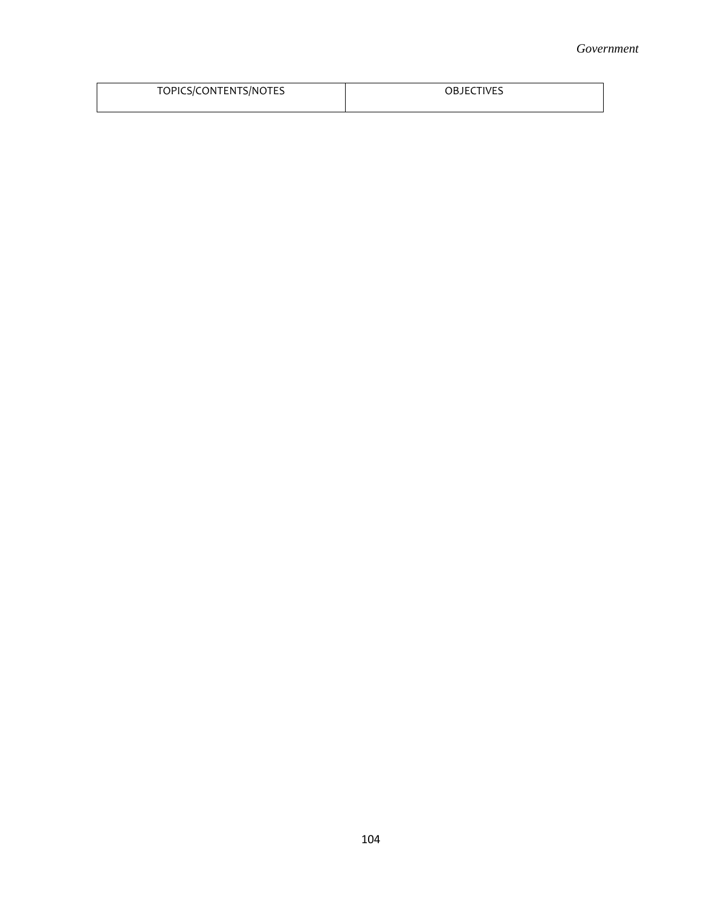| TOPICS/CONTENTS/NOTES | OBJECTIVES |
| --- | --- |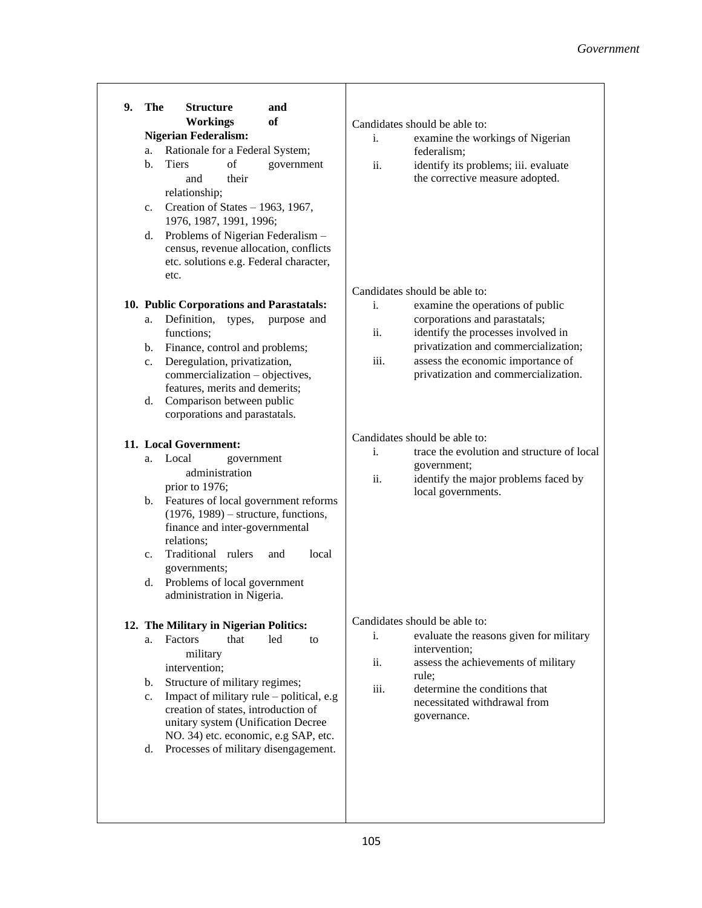| | |
|---|---|
| **9. The Structure and Workings of Nigerian Federalism:**<br>a. Rationale for a Federal System;<br>b. Tiers of government and their relationship;<br>c. Creation of States – 1963, 1967, 1976, 1987, 1991, 1996;<br>d. Problems of Nigerian Federalism – census, revenue allocation, conflicts etc. solutions e.g. Federal character, etc. | Candidates should be able to:<br>i. examine the workings of Nigerian federalism;<br>ii. identify its problems; iii. evaluate the corrective measure adopted. |
| **10. Public Corporations and Parastatals:**<br>a. Definition, types, purpose and functions;<br>b. Finance, control and problems;<br>c. Deregulation, privatization, commercialization – objectives, features, merits and demerits;<br>d. Comparison between public corporations and parastatals. | Candidates should be able to:<br>i. examine the operations of public corporations and parastatals;<br>ii. identify the processes involved in privatization and commercialization;<br>iii. assess the economic importance of privatization and commercialization. |
| **11. Local Government:**<br>a. Local government administration prior to 1976;<br>b. Features of local government reforms (1976, 1989) – structure, functions, finance and inter-governmental relations;<br>c. Traditional rulers and local governments;<br>d. Problems of local government administration in Nigeria. | Candidates should be able to:<br>i. trace the evolution and structure of local government;<br>ii. identify the major problems faced by local governments. |
| **12. The Military in Nigerian Politics:**<br>a. Factors that led to military intervention;<br>b. Structure of military regimes;<br>c. Impact of military rule – political, e.g creation of states, introduction of unitary system (Unification Decree NO. 34) etc. economic, e.g SAP, etc.<br>d. Processes of military disengagement. | Candidates should be able to:<br>i. evaluate the reasons given for military intervention;<br>ii. assess the achievements of military rule;<br>iii. determine the conditions that necessitated withdrawal from governance. |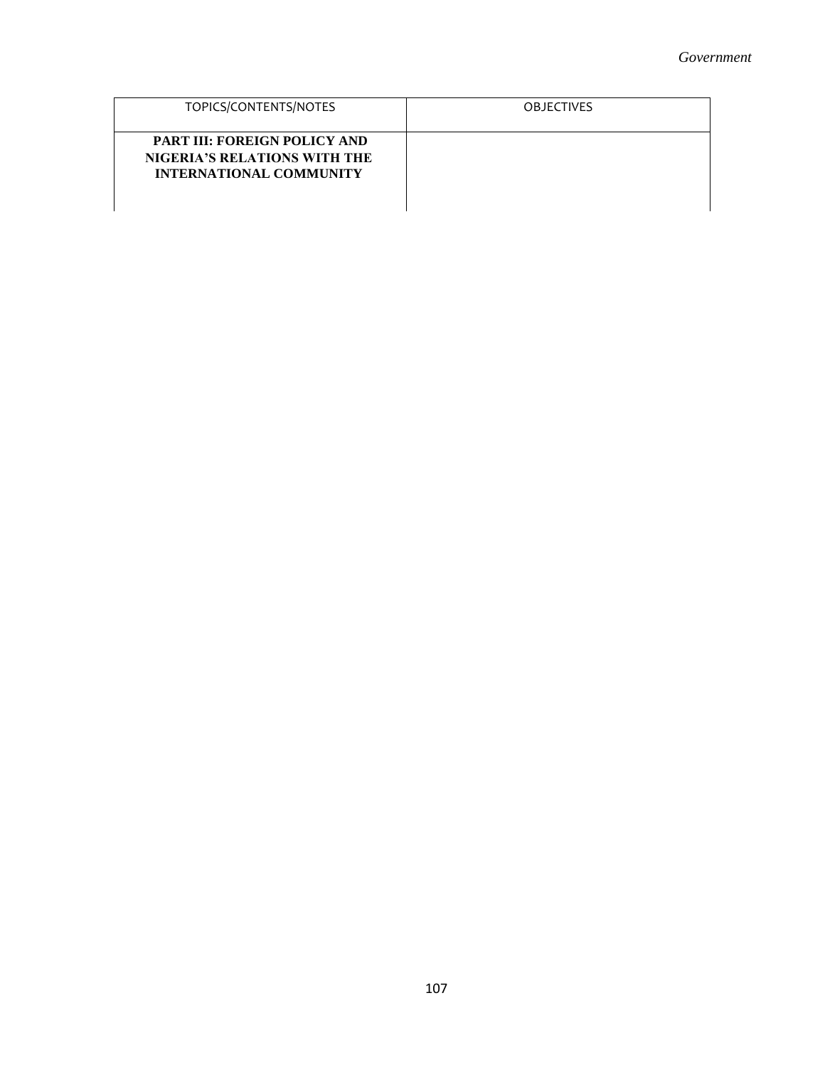| TOPICS/CONTENTS/NOTES | OBJECTIVES |
| --- | --- |
| **PART III: FOREIGN POLICY AND NIGERIA'S RELATIONS WITH THE INTERNATIONAL COMMUNITY** | |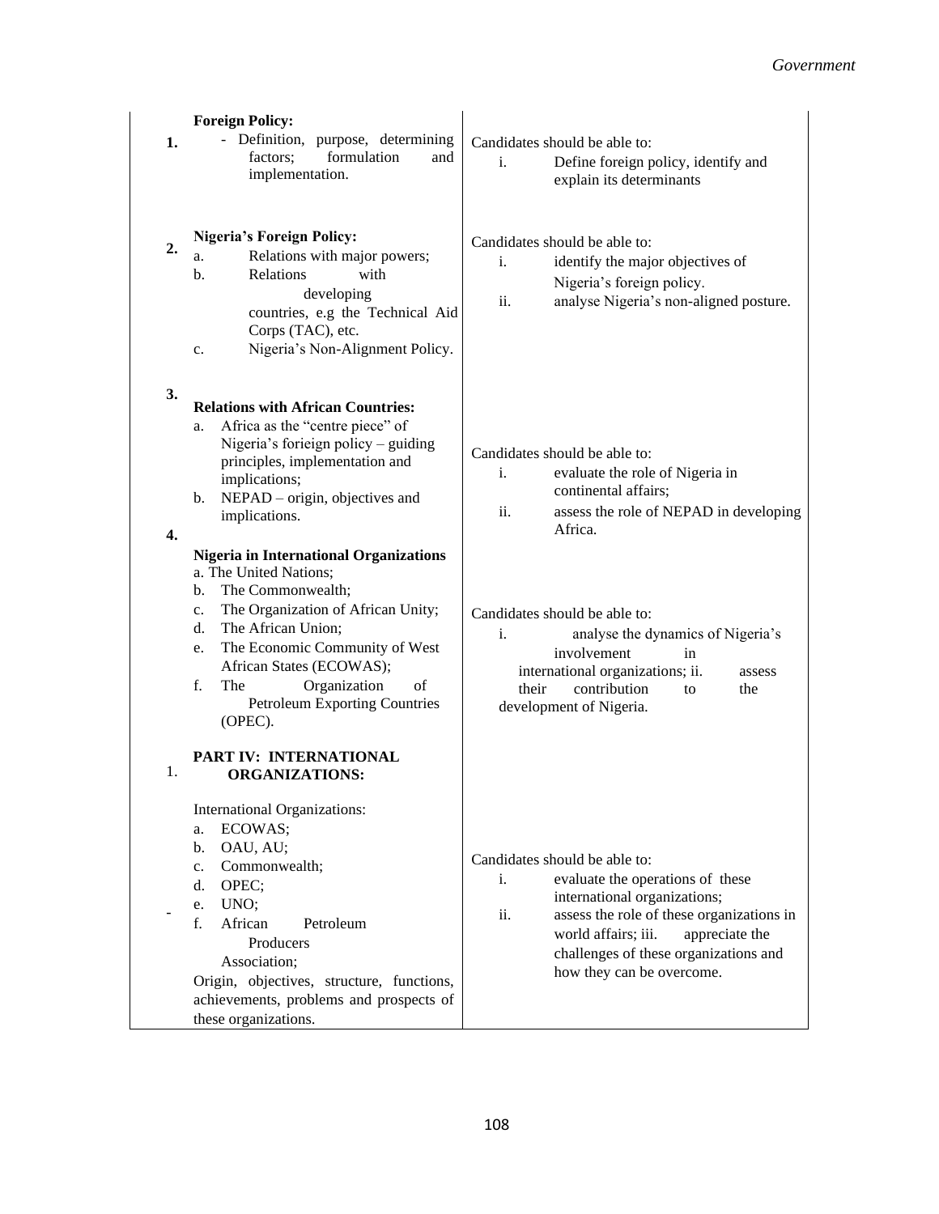| | TOPICS/CONTENTS/NOTES | OBJECTIVES |
|---|---|---|
| **1.** | **Foreign Policy:**<br>- Definition, purpose, determining factors; formulation and implementation. | Candidates should be able to:<br>i. Define foreign policy, identify and explain its determinants |
| **2.** | **Nigeria's Foreign Policy:**<br>a. Relations with major powers;<br>b. Relations with developing countries, e.g the Technical Aid Corps (TAC), etc.<br>c. Nigeria's Non-Alignment Policy. | Candidates should be able to:<br>i. identify the major objectives of Nigeria's foreign policy.<br>ii. analyse Nigeria's non-aligned posture. |
| **3.** | **Relations with African Countries:**<br>a. Africa as the "centre piece" of Nigeria's forieign policy – guiding principles, implementation and implications;<br>b. NEPAD – origin, objectives and implications. | Candidates should be able to:<br>i. evaluate the role of Nigeria in continental affairs;<br>ii. assess the role of NEPAD in developing Africa. |
| **4.** | **Nigeria in International Organizations**<br>a. The United Nations;<br>b. The Commonwealth;<br>c. The Organization of African Unity;<br>d. The African Union;<br>e. The Economic Community of West African States (ECOWAS);<br>f. The Organization of Petroleum Exporting Countries (OPEC). | Candidates should be able to:<br>i. analyse the dynamics of Nigeria's involvement in international organizations; ii. assess their contribution to the development of Nigeria. |
| 1. | **PART IV: INTERNATIONAL ORGANIZATIONS:** | |
| - | International Organizations:<br>a. ECOWAS;<br>b. OAU, AU;<br>c. Commonwealth;<br>d. OPEC;<br>e. UNO;<br>f. African Petroleum Producers Association;<br>Origin, objectives, structure, functions, achievements, problems and prospects of these organizations. | Candidates should be able to:<br>i. evaluate the operations of these international organizations;<br>ii. assess the role of these organizations in world affairs; iii. appreciate the challenges of these organizations and how they can be overcome. |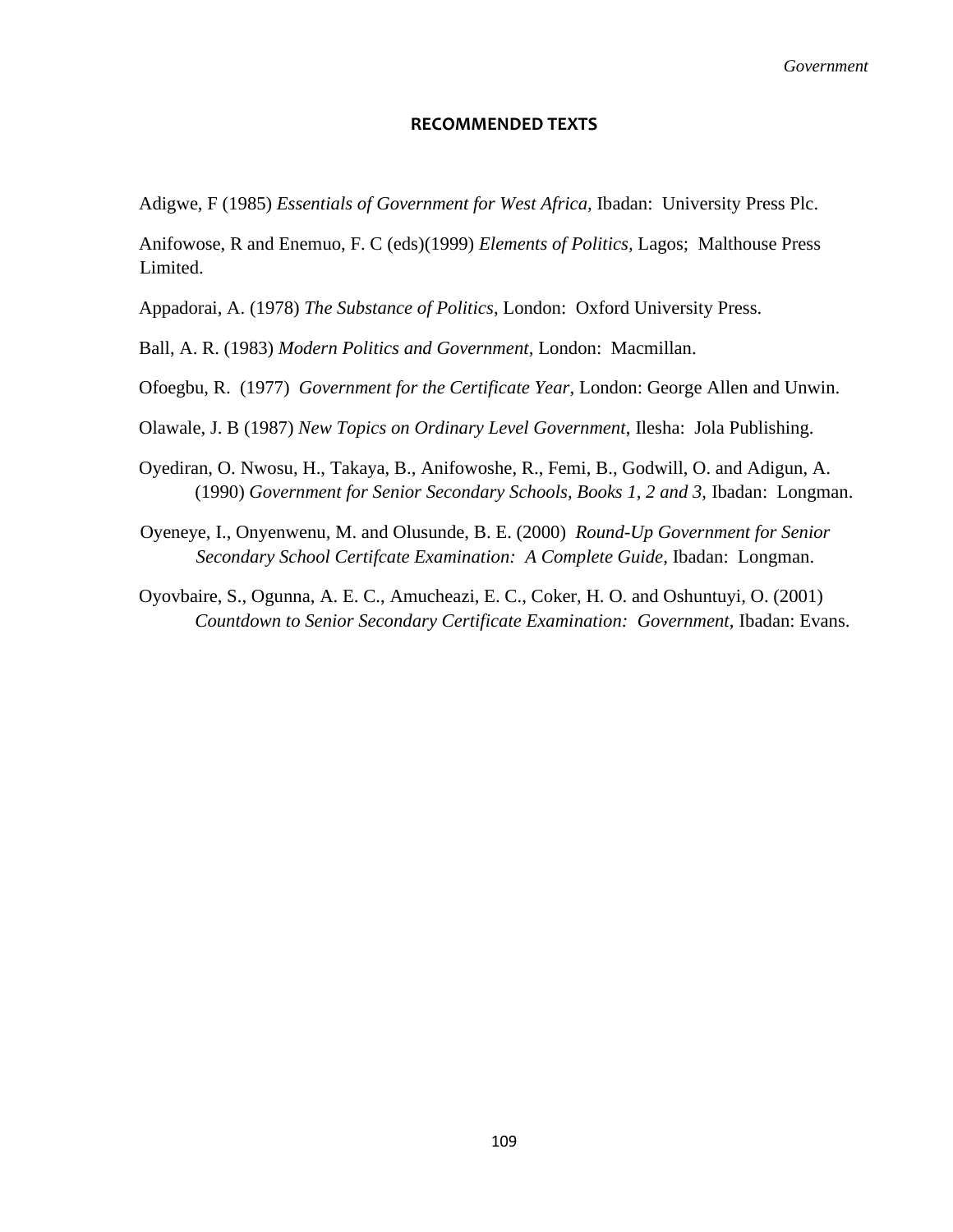## RECOMMENDED TEXTS

Adigwe, F (1985) *Essentials of Government for West Africa*, Ibadan: University Press Plc.

Anifowose, R and Enemuo, F. C (eds)(1999) *Elements of Politics*, Lagos; Malthouse Press Limited.

Appadorai, A. (1978) *The Substance of Politics*, London: Oxford University Press.

Ball, A. R. (1983) *Modern Politics and Government*, London: Macmillan.

Ofoegbu, R. (1977) *Government for the Certificate Year*, London: George Allen and Unwin.

Olawale, J. B (1987) *New Topics on Ordinary Level Government*, Ilesha: Jola Publishing.

Oyediran, O. Nwosu, H., Takaya, B., Anifowoshe, R., Femi, B., Godwill, O. and Adigun, A. (1990) *Government for Senior Secondary Schools, Books 1, 2 and 3,* Ibadan: Longman.

Oyeneye, I., Onyenwenu, M. and Olusunde, B. E. (2000) *Round-Up Government for Senior Secondary School Certifcate Examination: A Complete Guide*, Ibadan: Longman.

Oyovbaire, S., Ogunna, A. E. C., Amucheazi, E. C., Coker, H. O. and Oshuntuyi, O. (2001) *Countdown to Senior Secondary Certificate Examination: Government*, Ibadan: Evans.